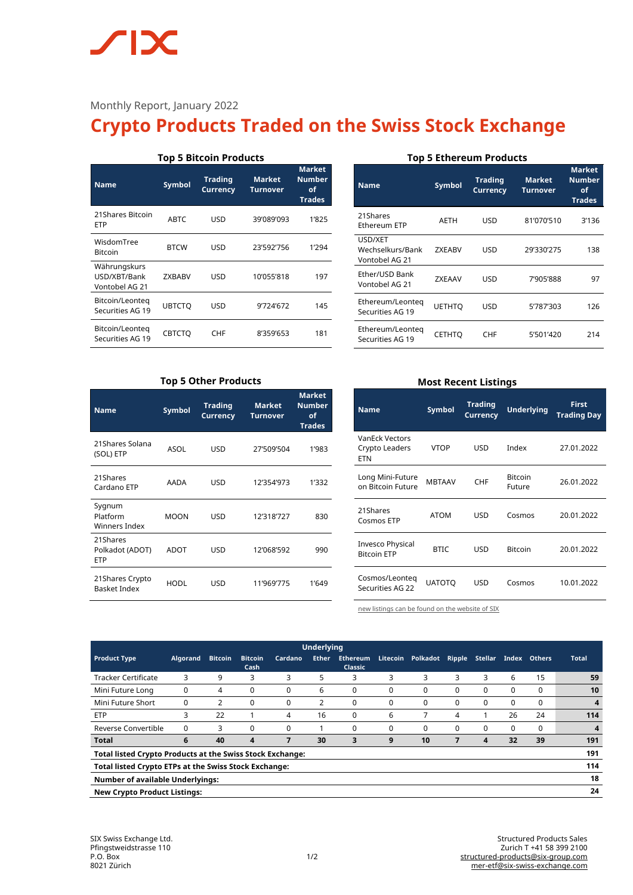Monthly Report, January 2022

# Crypto Products Traded on the Swiss Stock Exchange

### Top 5 Bitcoin Products

| Name | Symbol | Trading Currency | Market Turnover | Market Number of Trades |
|---|---|---|---|---|
| 21Shares Bitcoin ETP | ABTC | USD | 39'089'093 | 1'825 |
| WisdomTree Bitcoin | BTCW | USD | 23'592'756 | 1'294 |
| Währungskurs USD/XBT/Bank Vontobel AG 21 | ZXBABV | USD | 10'055'818 | 197 |
| Bitcoin/Leonteq Securities AG 19 | UBTCTQ | USD | 9'724'672 | 145 |
| Bitcoin/Leonteq Securities AG 19 | CBTCTQ | CHF | 8'359'653 | 181 |

### Top 5 Ethereum Products

| Name | Symbol | Trading Currency | Market Turnover | Market Number of Trades |
|---|---|---|---|---|
| 21Shares Ethereum ETP | AETH | USD | 81'070'510 | 3'136 |
| USD/XET Wechselkurs/Bank Vontobel AG 21 | ZXEABV | USD | 29'330'275 | 138 |
| Ether/USD Bank Vontobel AG 21 | ZXEAAV | USD | 7'905'888 | 97 |
| Ethereum/Leonteq Securities AG 19 | UETHTQ | USD | 5'787'303 | 126 |
| Ethereum/Leonteq Securities AG 19 | CETHTQ | CHF | 5'501'420 | 214 |

### Top 5 Other Products

| Name | Symbol | Trading Currency | Market Turnover | Market Number of Trades |
|---|---|---|---|---|
| 21Shares Solana (SOL) ETP | ASOL | USD | 27'509'504 | 1'983 |
| 21Shares Cardano ETP | AADA | USD | 12'354'973 | 1'332 |
| Sygnum Platform Winners Index | MOON | USD | 12'318'727 | 830 |
| 21Shares Polkadot (ADOT) ETP | ADOT | USD | 12'068'592 | 990 |
| 21Shares Crypto Basket Index | HODL | USD | 11'969'775 | 1'649 |

### Most Recent Listings

| Name | Symbol | Trading Currency | Underlying | First Trading Day |
|---|---|---|---|---|
| VanEck Vectors Crypto Leaders ETN | VTOP | USD | Index | 27.01.2022 |
| Long Mini-Future on Bitcoin Future | MBTAAV | CHF | Bitcoin Future | 26.01.2022 |
| 21Shares Cosmos ETP | ATOM | USD | Cosmos | 20.01.2022 |
| Invesco Physical Bitcoin ETP | BTIC | USD | Bitcoin | 20.01.2022 |
| Cosmos/Leonteq Securities AG 22 | UATOTQ | USD | Cosmos | 10.01.2022 |

new listings can be found on the website of SIX

| Product Type | Underlying | | | | | | | | | | | | | |
|---|---|---|---|---|---|---|---|---|---|---|---|---|---|---|
| | Algorand | Bitcoin | Bitcoin Cash | Cardano | Ether | Ethereum Classic | Litecoin | Polkadot | Ripple | Stellar | Index | Others | Total |
| Tracker Certificate | 3 | 9 | 3 | 3 | 5 | 3 | 3 | 3 | 3 | 3 | 6 | 15 | **59** |
| Mini Future Long | 0 | 4 | 0 | 0 | 6 | 0 | 0 | 0 | 0 | 0 | 0 | 0 | **10** |
| Mini Future Short | 0 | 2 | 0 | 0 | 2 | 0 | 0 | 0 | 0 | 0 | 0 | 0 | **4** |
| ETP | 3 | 22 | 1 | 4 | 16 | 0 | 6 | 7 | 4 | 1 | 26 | 24 | **114** |
| Reverse Convertible | 0 | 3 | 0 | 0 | 1 | 0 | 0 | 0 | 0 | 0 | 0 | 0 | **4** |
| **Total** | **6** | **40** | **4** | **7** | **30** | **3** | **9** | **10** | **7** | **4** | **32** | **39** | **191** |
| **Total listed Crypto Products at the Swiss Stock Exchange:** | | | | | | | | | | | | | **191** |
| **Total listed Crypto ETPs at the Swiss Stock Exchange:** | | | | | | | | | | | | | **114** |
| **Number of available Underlyings:** | | | | | | | | | | | | | **18** |
| **New Crypto Product Listings:** | | | | | | | | | | | | | **24** |

SIX Swiss Exchange Ltd.
Pfingstweidstrasse 110
P.O. Box
8021 Zürich

Structured Products Sales
Zurich T +41 58 399 2100
structured-products@six-group.com
mer-etf@six-swiss-exchange.com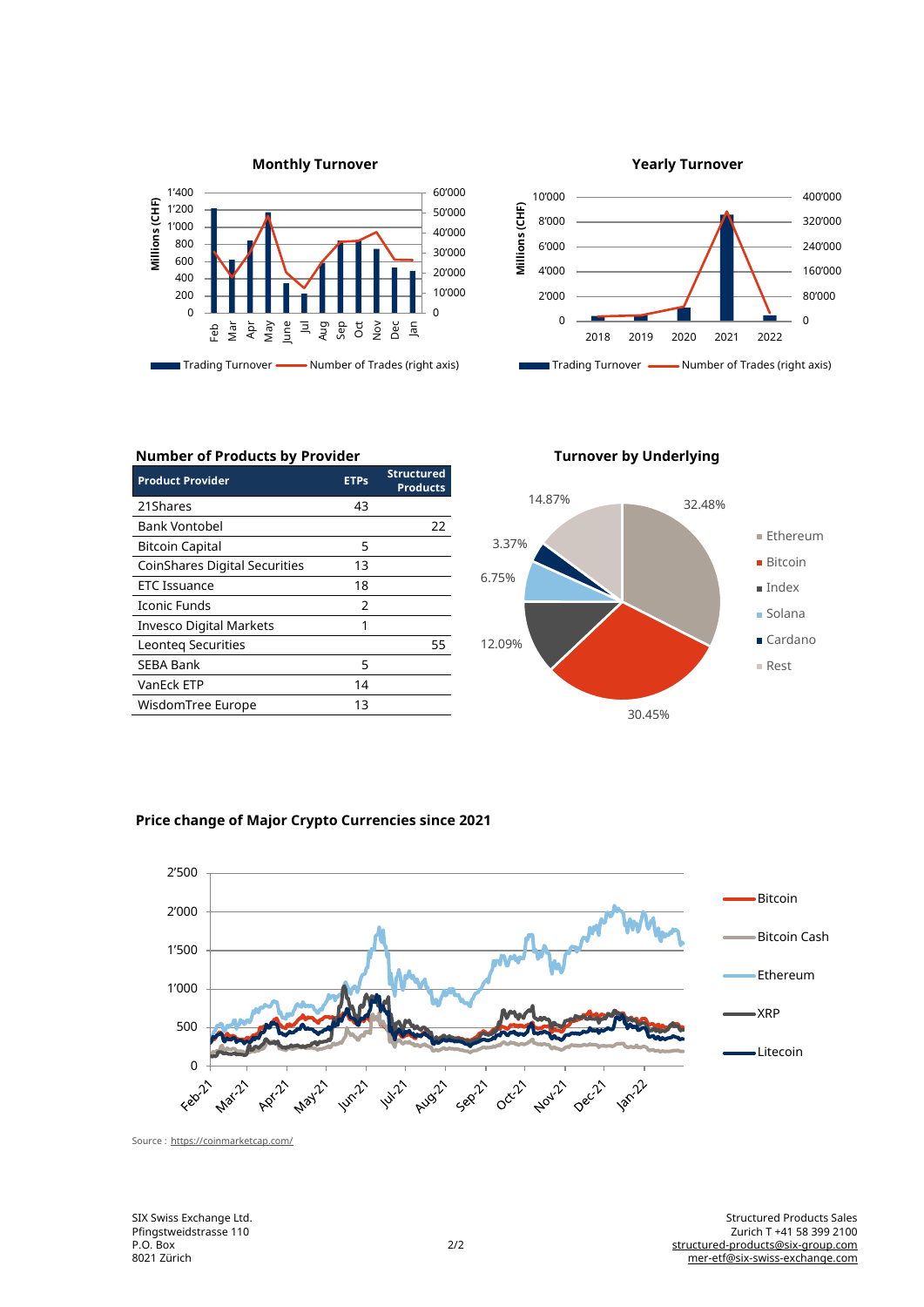## Monthly Turnover

Millions (CHF)

1'400
1'200
1'000
800
600
400
200
0

60'000
50'000
40'000
30'000
20'000
10'000
0

Feb Mar Apr May June Jul Aug Sep Oct Nov Dec Jan

Trading Turnover — Number of Trades (right axis)

## Yearly Turnover

Millions (CHF)

10'000
8'000
6'000
4'000
2'000
0

400'000
320'000
240'000
160'000
80'000
0

2018 2019 2020 2021 2022

Trading Turnover — Number of Trades (right axis)

## Number of Products by Provider

| Product Provider | ETPs | Structured Products |
|---|---|---|
| 21Shares | 43 | |
| Bank Vontobel | | 22 |
| Bitcoin Capital | 5 | |
| CoinShares Digital Securities | 13 | |
| ETC Issuance | 18 | |
| Iconic Funds | 2 | |
| Invesco Digital Markets | 1 | |
| Leonteq Securities | | 55 |
| SEBA Bank | 5 | |
| VanEck ETP | 14 | |
| WisdomTree Europe | 13 | |

## Turnover by Underlying

32.48%
30.45%
12.09%
6.75%
3.37%
14.87%

Ethereum
Bitcoin
Index
Solana
Cardano
Rest

## Price change of Major Crypto Currencies since 2021

2'500
2'000
1'500
1'000
500
0

Feb-21 Mar-21 Apr-21 May-21 Jun-21 Jul-21 Aug-21 Sep-21 Oct-21 Nov-21 Dec-21 Jan-22

Bitcoin
Bitcoin Cash
Ethereum
XRP
Litecoin

Source : https://coinmarketcap.com/

SIX Swiss Exchange Ltd.
Pfingstweidstrasse 110
P.O. Box
8021 Zürich

Structured Products Sales
Zurich T +41 58 399 2100
structured-products@six-group.com
mer-etf@six-swiss-exchange.com